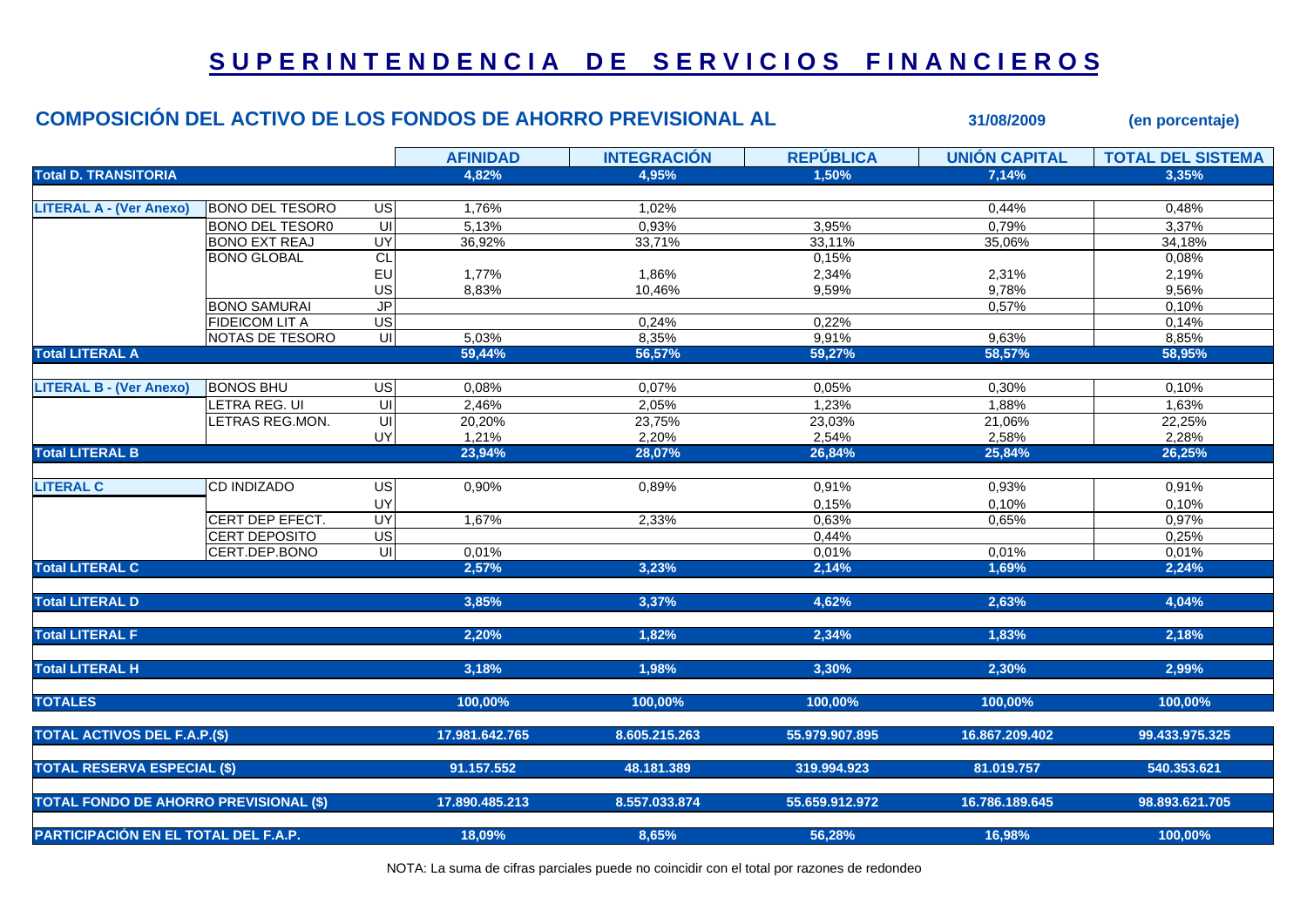# SUPERINTENDENCIA DE SERVICIOS FINANCIEROS

## COMPOSICIÓN DEL ACTIVO DE LOS FONDOS DE AHORRO PREVISIONAL AL 31/08/2009 (en porcentaje)

| | | | AFINIDAD | INTEGRACIÓN | REPÚBLICA | UNIÓN CAPITAL | TOTAL DEL SISTEMA |
|---|---|---|---|---|---|---|---|
| **Total D. TRANSITORIA** | | | **4,82%** | **4,95%** | **1,50%** | **7,14%** | **3,35%** |
| **LITERAL A - (Ver Anexo)** | BONO DEL TESORO | US | 1,76% | 1,02% | | 0,44% | 0,48% |
| | BONO DEL TESOR0 | UI | 5,13% | 0,93% | 3,95% | 0,79% | 3,37% |
| | BONO EXT REAJ | UY | 36,92% | 33,71% | 33,11% | 35,06% | 34,18% |
| | BONO GLOBAL | CL | | | 0,15% | | 0,08% |
| | | EU | 1,77% | 1,86% | 2,34% | 2,31% | 2,19% |
| | | US | 8,83% | 10,46% | 9,59% | 9,78% | 9,56% |
| | BONO SAMURAI | JP | | | | 0,57% | 0,10% |
| | FIDEICOM LIT A | US | | 0,24% | 0,22% | | 0,14% |
| | NOTAS DE TESORO | UI | 5,03% | 8,35% | 9,91% | 9,63% | 8,85% |
| **Total LITERAL A** | | | **59,44%** | **56,57%** | **59,27%** | **58,57%** | **58,95%** |
| **LITERAL B - (Ver Anexo)** | BONOS BHU | US | 0,08% | 0,07% | 0,05% | 0,30% | 0,10% |
| | LETRA REG. UI | UI | 2,46% | 2,05% | 1,23% | 1,88% | 1,63% |
| | LETRAS REG.MON. | UI | 20,20% | 23,75% | 23,03% | 21,06% | 22,25% |
| | | UY | 1,21% | 2,20% | 2,54% | 2,58% | 2,28% |
| **Total LITERAL B** | | | **23,94%** | **28,07%** | **26,84%** | **25,84%** | **26,25%** |
| **LITERAL C** | CD INDIZADO | US | 0,90% | 0,89% | 0,91% | 0,93% | 0,91% |
| | | UY | | | 0,15% | 0,10% | 0,10% |
| | CERT DEP EFECT. | UY | 1,67% | 2,33% | 0,63% | 0,65% | 0,97% |
| | CERT DEPOSITO | US | | | 0,44% | | 0,25% |
| | CERT.DEP.BONO | UI | 0,01% | | 0,01% | 0,01% | 0,01% |
| **Total LITERAL C** | | | **2,57%** | **3,23%** | **2,14%** | **1,69%** | **2,24%** |
| **Total LITERAL D** | | | **3,85%** | **3,37%** | **4,62%** | **2,63%** | **4,04%** |
| **Total LITERAL F** | | | **2,20%** | **1,82%** | **2,34%** | **1,83%** | **2,18%** |
| **Total LITERAL H** | | | **3,18%** | **1,98%** | **3,30%** | **2,30%** | **2,99%** |
| **TOTALES** | | | **100,00%** | **100,00%** | **100,00%** | **100,00%** | **100,00%** |
| **TOTAL ACTIVOS DEL F.A.P.($)** | | | **17.981.642.765** | **8.605.215.263** | **55.979.907.895** | **16.867.209.402** | **99.433.975.325** |
| **TOTAL RESERVA ESPECIAL ($)** | | | **91.157.552** | **48.181.389** | **319.994.923** | **81.019.757** | **540.353.621** |
| **TOTAL FONDO DE AHORRO PREVISIONAL ($)** | | | **17.890.485.213** | **8.557.033.874** | **55.659.912.972** | **16.786.189.645** | **98.893.621.705** |
| **PARTICIPACIÓN EN EL TOTAL DEL F.A.P.** | | | **18,09%** | **8,65%** | **56,28%** | **16,98%** | **100,00%** |

NOTA: La suma de cifras parciales puede no coincidir con el total por razones de redondeo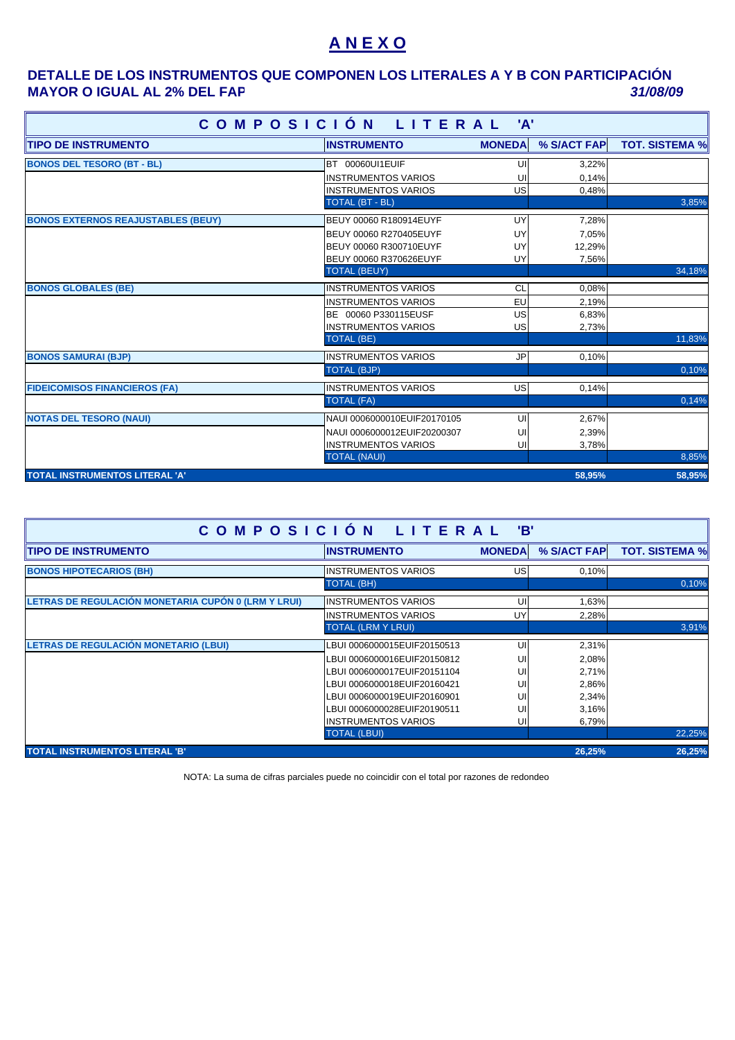# ANEXO

## DETALLE DE LOS INSTRUMENTOS QUE COMPONEN LOS LITERALES A Y B CON PARTICIPACIÓN MAYOR O IGUAL AL 2% DEL FAP

*31/08/09*

### COMPOSICIÓN LITERAL 'A'

| TIPO DE INSTRUMENTO | INSTRUMENTO | MONEDA | % S/ACT FAP | TOT. SISTEMA % |
|---|---|---|---|---|
| BONOS DEL TESORO (BT - BL) | BT 00060UI1EUIF | UI | 3,22% | |
| | INSTRUMENTOS VARIOS | UI | 0,14% | |
| | INSTRUMENTOS VARIOS | US | 0,48% | |
| | TOTAL (BT - BL) | | | 3,85% |
| BONOS EXTERNOS REAJUSTABLES (BEUY) | BEUY 00060 R180914EUYF | UY | 7,28% | |
| | BEUY 00060 R270405EUYF | UY | 7,05% | |
| | BEUY 00060 R300710EUYF | UY | 12,29% | |
| | BEUY 00060 R370626EUYF | UY | 7,56% | |
| | TOTAL (BEUY) | | | 34,18% |
| BONOS GLOBALES (BE) | INSTRUMENTOS VARIOS | CL | 0,08% | |
| | INSTRUMENTOS VARIOS | EU | 2,19% | |
| | BE 00060 P330115EUSF | US | 6,83% | |
| | INSTRUMENTOS VARIOS | US | 2,73% | |
| | TOTAL (BE) | | | 11,83% |
| BONOS SAMURAI (BJP) | INSTRUMENTOS VARIOS | JP | 0,10% | |
| | TOTAL (BJP) | | | 0,10% |
| FIDEICOMISOS FINANCIEROS (FA) | INSTRUMENTOS VARIOS | US | 0,14% | |
| | TOTAL (FA) | | | 0,14% |
| NOTAS DEL TESORO (NAUI) | NAUI 0006000010EUIF20170105 | UI | 2,67% | |
| | NAUI 0006000012EUIF20200307 | UI | 2,39% | |
| | INSTRUMENTOS VARIOS | UI | 3,78% | |
| | TOTAL (NAUI) | | | 8,85% |
| **TOTAL INSTRUMENTOS LITERAL 'A'** | | | **58,95%** | **58,95%** |

### COMPOSICIÓN LITERAL 'B'

| TIPO DE INSTRUMENTO | INSTRUMENTO | MONEDA | % S/ACT FAP | TOT. SISTEMA % |
|---|---|---|---|---|
| BONOS HIPOTECARIOS (BH) | INSTRUMENTOS VARIOS | US | 0,10% | |
| | TOTAL (BH) | | | 0,10% |
| LETRAS DE REGULACIÓN MONETARIA CUPÓN 0 (LRM Y LRUI) | INSTRUMENTOS VARIOS | UI | 1,63% | |
| | INSTRUMENTOS VARIOS | UY | 2,28% | |
| | TOTAL (LRM Y LRUI) | | | 3,91% |
| LETRAS DE REGULACIÓN MONETARIO (LBUI) | LBUI 0006000015EUIF20150513 | UI | 2,31% | |
| | LBUI 0006000016EUIF20150812 | UI | 2,08% | |
| | LBUI 0006000017EUIF20151104 | UI | 2,71% | |
| | LBUI 0006000018EUIF20160421 | UI | 2,86% | |
| | LBUI 0006000019EUIF20160901 | UI | 2,34% | |
| | LBUI 0006000028EUIF20190511 | UI | 3,16% | |
| | INSTRUMENTOS VARIOS | UI | 6,79% | |
| | TOTAL (LBUI) | | | 22,25% |
| **TOTAL INSTRUMENTOS LITERAL 'B'** | | | **26,25%** | **26,25%** |

NOTA: La suma de cifras parciales puede no coincidir con el total por razones de redondeo